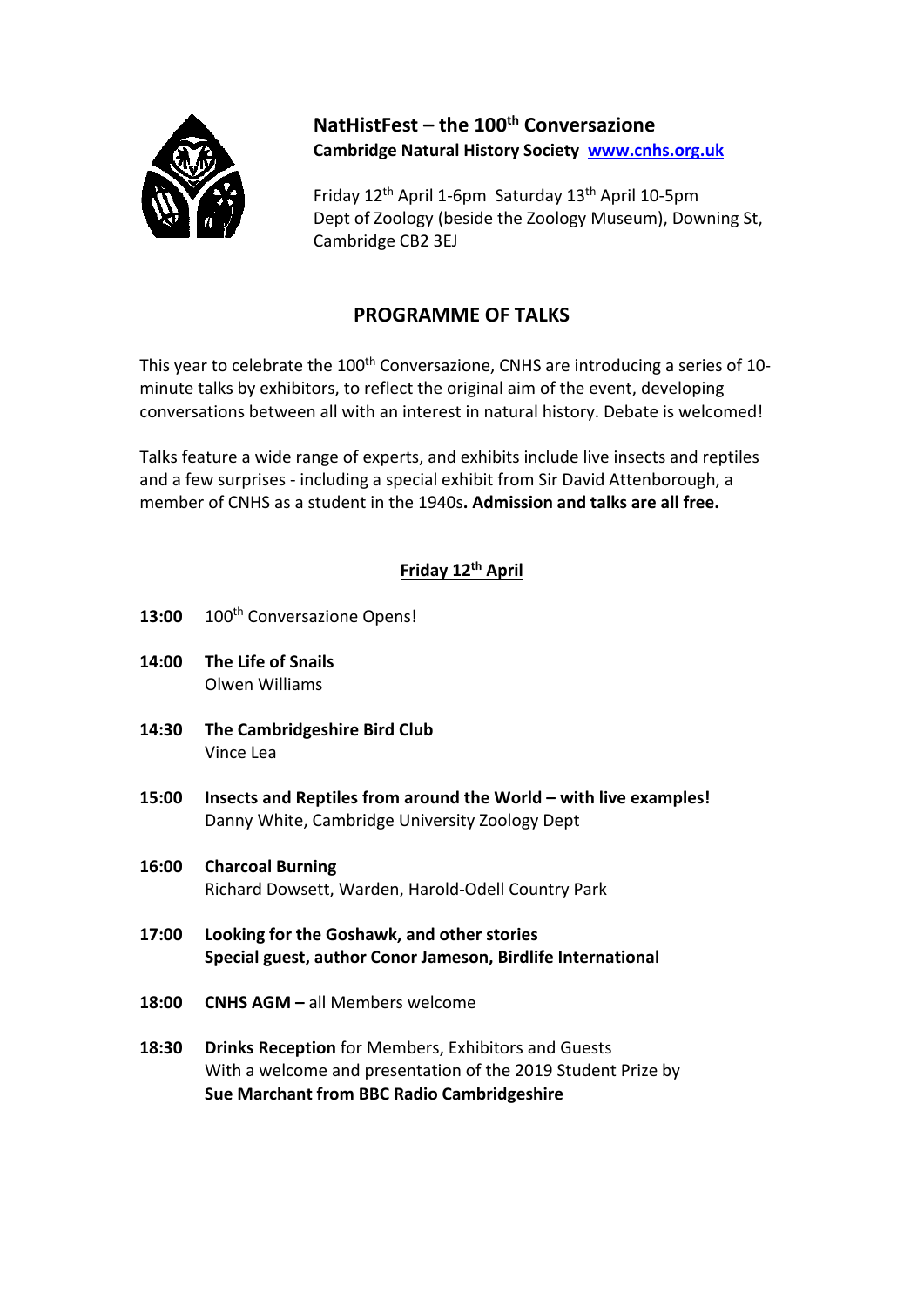# NatHistFest – the 100th Conversazione

**Cambridge Natural History Society [www.cnhs.org.uk](http://www.cnhs.org.uk)**

Friday 12th April 1-6pm Saturday 13th April 10-5pm
Dept of Zoology (beside the Zoology Museum), Downing St, Cambridge CB2 3EJ

## PROGRAMME OF TALKS

This year to celebrate the 100th Conversazione, CNHS are introducing a series of 10-minute talks by exhibitors, to reflect the original aim of the event, developing conversations between all with an interest in natural history. Debate is welcomed!

Talks feature a wide range of experts, and exhibits include live insects and reptiles and a few surprises - including a special exhibit from Sir David Attenborough, a member of CNHS as a student in the 1940s**. Admission and talks are all free.**

### Friday 12th April

**13:00** 100th Conversazione Opens!

**14:00** **The Life of Snails**
Olwen Williams

**14:30** **The Cambridgeshire Bird Club**
Vince Lea

**15:00** **Insects and Reptiles from around the World – with live examples!**
Danny White, Cambridge University Zoology Dept

**16:00** **Charcoal Burning**
Richard Dowsett, Warden, Harold-Odell Country Park

**17:00** **Looking for the Goshawk, and other stories**
**Special guest, author Conor Jameson, Birdlife International**

**18:00** **CNHS AGM –** all Members welcome

**18:30** **Drinks Reception** for Members, Exhibitors and Guests
With a welcome and presentation of the 2019 Student Prize by
**Sue Marchant from BBC Radio Cambridgeshire**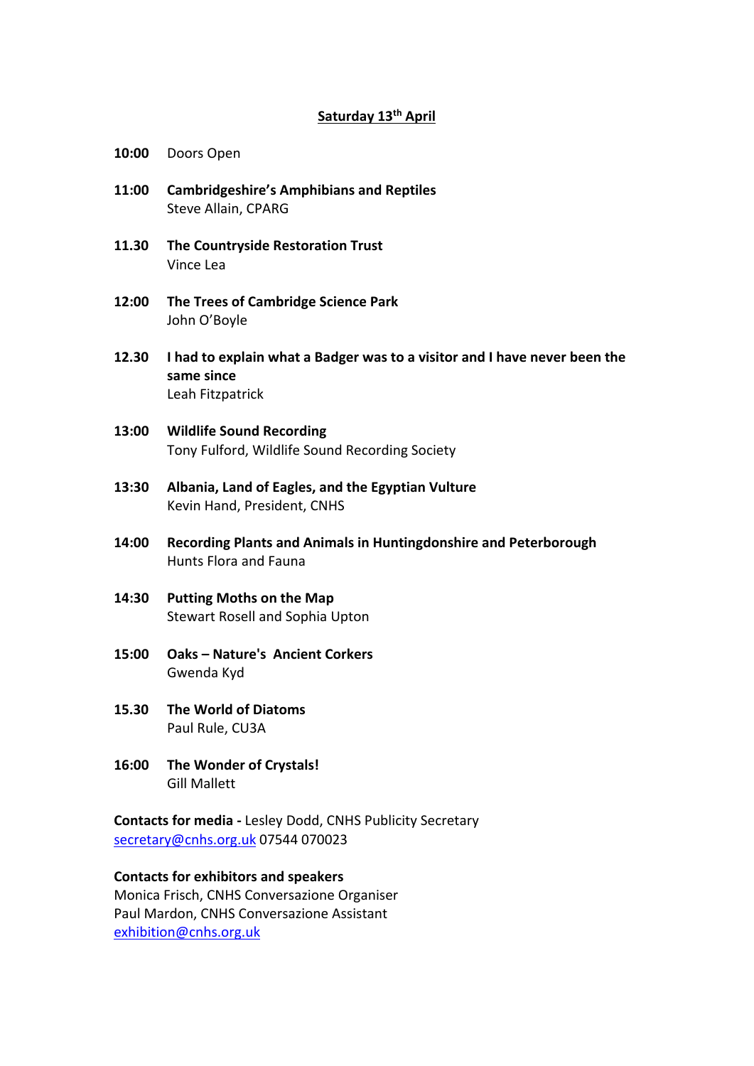## Saturday 13th April

**10:00** Doors Open

**11:00** **Cambridgeshire's Amphibians and Reptiles**
Steve Allain, CPARG

**11.30** **The Countryside Restoration Trust**
Vince Lea

**12:00** **The Trees of Cambridge Science Park**
John O'Boyle

**12.30** **I had to explain what a Badger was to a visitor and I have never been the same since**
Leah Fitzpatrick

**13:00** **Wildlife Sound Recording**
Tony Fulford, Wildlife Sound Recording Society

**13:30** **Albania, Land of Eagles, and the Egyptian Vulture**
Kevin Hand, President, CNHS

**14:00** **Recording Plants and Animals in Huntingdonshire and Peterborough**
Hunts Flora and Fauna

**14:30** **Putting Moths on the Map**
Stewart Rosell and Sophia Upton

**15:00** **Oaks – Nature's Ancient Corkers**
Gwenda Kyd

**15.30** **The World of Diatoms**
Paul Rule, CU3A

**16:00** **The Wonder of Crystals!**
Gill Mallett

**Contacts for media -** Lesley Dodd, CNHS Publicity Secretary
secretary@cnhs.org.uk 07544 070023

**Contacts for exhibitors and speakers**
Monica Frisch, CNHS Conversazione Organiser
Paul Mardon, CNHS Conversazione Assistant
exhibition@cnhs.org.uk